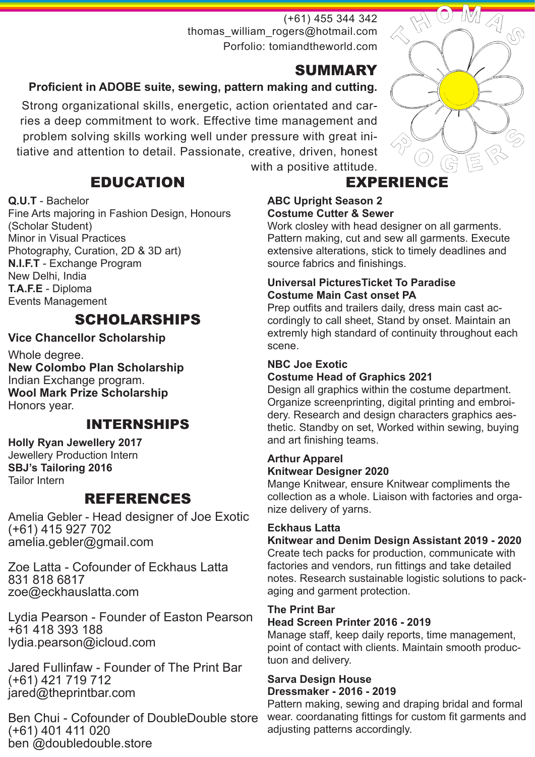# THOMAS ROGERS

(+61) 455 344 342
thomas_william_rogers@hotmail.com
Porfolio: tomiandtheworld.com

## SUMMARY

**Proficient in ADOBE suite, sewing, pattern making and cutting.**

Strong organizational skills, energetic, action orientated and carries a deep commitment to work. Effective time management and problem solving skills working well under pressure with great initiative and attention to detail. Passionate, creative, driven, honest with a positive attitude.

## EDUCATION

**Q.U.T** - Bachelor
Fine Arts majoring in Fashion Design, Honours (Scholar Student)
Minor in Visual Practices
Photography, Curation, 2D & 3D art)
**N.I.F.T** - Exchange Program
New Delhi, India
**T.A.F.E** - Diploma
Events Management

## SCHOLARSHIPS

**Vice Chancellor Scholarship**

Whole degree.
**New Colombo Plan Scholarship**
Indian Exchange program.
**Wool Mark Prize Scholarship**
Honors year.

## INTERNSHIPS

**Holly Ryan Jewellery 2017**
Jewellery Production Intern
**SBJ's Tailoring 2016**
Tailor Intern

## REFERENCES

Amelia Gebler - Head designer of Joe Exotic
(+61) 415 927 702
amelia.gebler@gmail.com

Zoe Latta - Cofounder of Eckhaus Latta
831 818 6817
zoe@eckhauslatta.com

Lydia Pearson - Founder of Easton Pearson
+61 418 393 188
lydia.pearson@icloud.com

Jared Fullinfaw - Founder of The Print Bar
(+61) 421 719 712
jared@theprintbar.com

Ben Chui - Cofounder of DoubleDouble store
(+61) 401 411 020
ben @doubledouble.store

## EXPERIENCE

**ABC Upright Season 2**
**Costume Cutter & Sewer**
Work closley with head designer on all garments. Pattern making, cut and sew all garments. Execute extensive alterations, stick to timely deadlines and source fabrics and finishings.

**Universal PicturesTicket To Paradise**
**Costume Main Cast onset PA**
Prep outfits and trailers daily, dress main cast accordingly to call sheet, Stand by onset. Maintain an extremly high standard of continuity throughout each scene.

**NBC Joe Exotic**
**Costume Head of Graphics 2021**
Design all graphics within the costume department. Organize screenprinting, digital printing and embroidery. Research and design characters graphics aesthetic. Standby on set, Worked within sewing, buying and art finishing teams.

**Arthur Apparel**
**Knitwear Designer 2020**
Mange Knitwear, ensure Knitwear compliments the collection as a whole. Liaison with factories and organize delivery of yarns.

**Eckhaus Latta**
**Knitwear and Denim Design Assistant 2019 - 2020**
Create tech packs for production, communicate with factories and vendors, run fittings and take detailed notes. Research sustainable logistic solutions to packaging and garment protection.

**The Print Bar**
**Head Screen Printer 2016 - 2019**
Manage staff, keep daily reports, time management, point of contact with clients. Maintain smooth productuon and delivery.

**Sarva Design House**
**Dressmaker - 2016 - 2019**
Pattern making, sewing and draping bridal and formal wear. coordanating fittings for custom fit garments and adjusting patterns accordingly.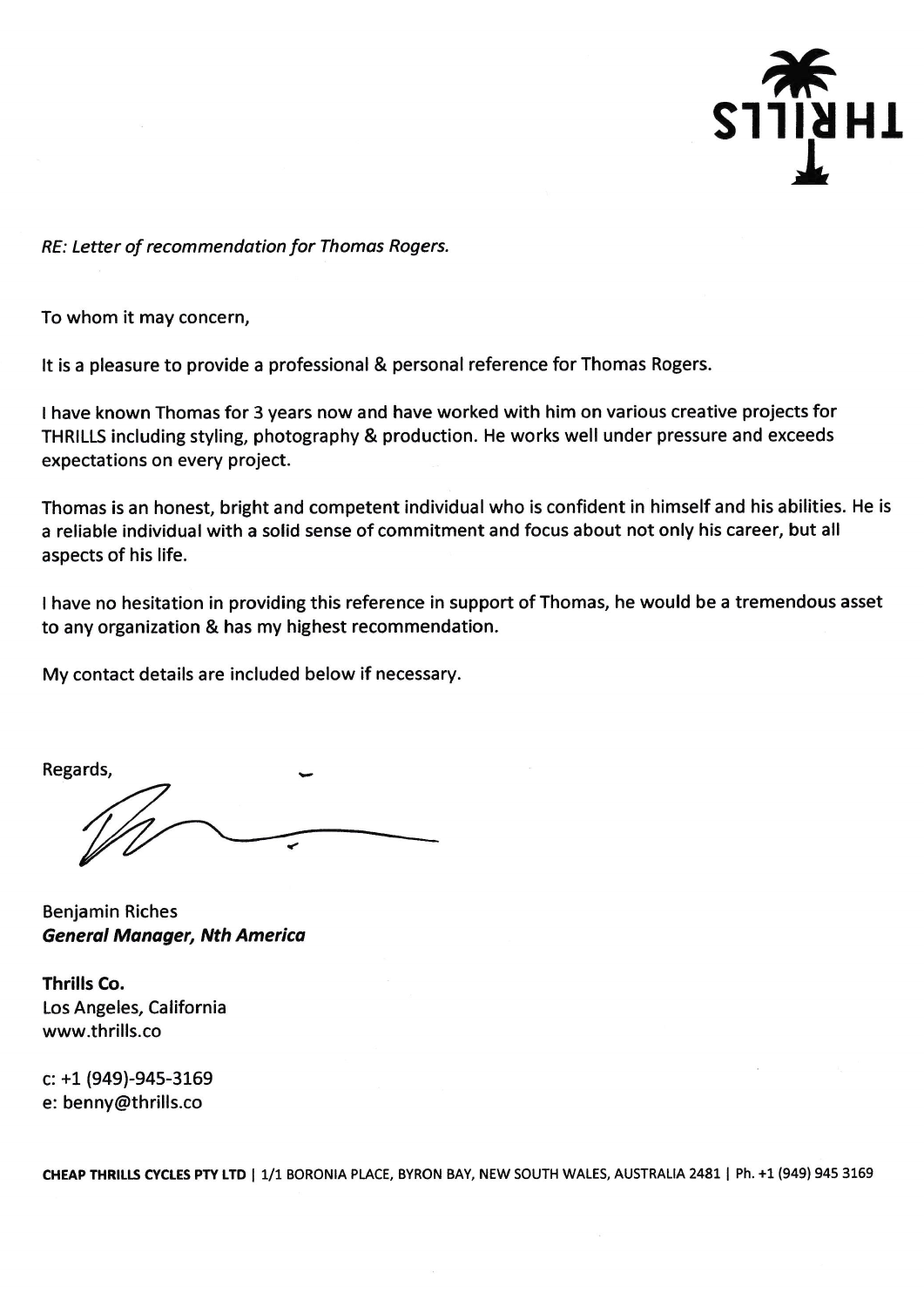*RE: Letter of recommendation for Thomas Rogers.*

To whom it may concern,

It is a pleasure to provide a professional & personal reference for Thomas Rogers.

I have known Thomas for 3 years now and have worked with him on various creative projects for THRILLS including styling, photography & production. He works well under pressure and exceeds expectations on every project.

Thomas is an honest, bright and competent individual who is confident in himself and his abilities. He is a reliable individual with a solid sense of commitment and focus about not only his career, but all aspects of his life.

I have no hesitation in providing this reference in support of Thomas, he would be a tremendous asset to any organization & has my highest recommendation.

My contact details are included below if necessary.

Regards,

Benjamin Riches
***General Manager, Nth America***

**Thrills Co.**
Los Angeles, California
www.thrills.co

c: +1 (949)-945-3169
e: benny@thrills.co

**CHEAP THRILLS CYCLES PTY LTD** | 1/1 BORONIA PLACE, BYRON BAY, NEW SOUTH WALES, AUSTRALIA 2481 | Ph. +1 (949) 945 3169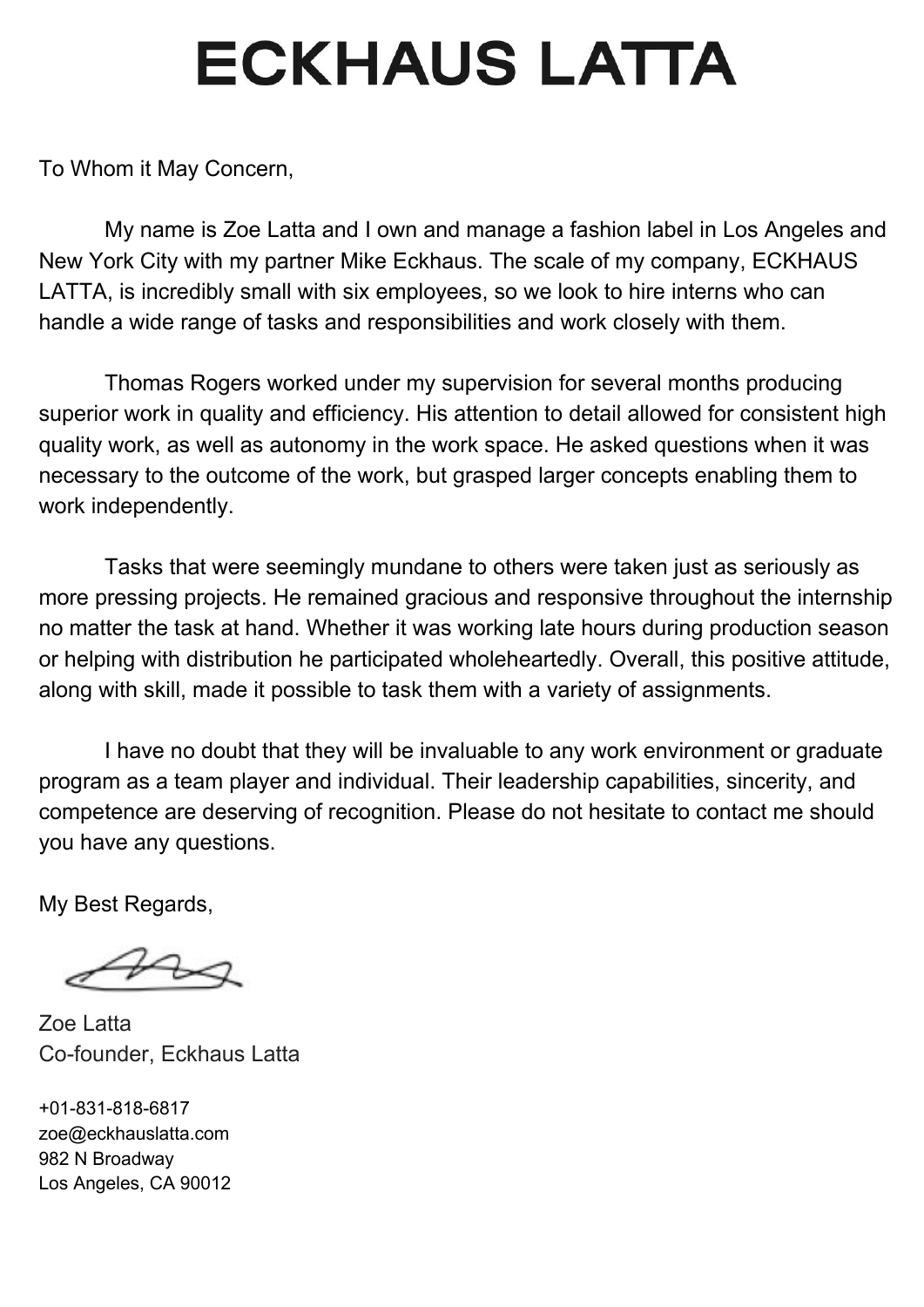# ECKHAUS LATTA

To Whom it May Concern,

My name is Zoe Latta and I own and manage a fashion label in Los Angeles and New York City with my partner Mike Eckhaus. The scale of my company, ECKHAUS LATTA, is incredibly small with six employees, so we look to hire interns who can handle a wide range of tasks and responsibilities and work closely with them.

Thomas Rogers worked under my supervision for several months producing superior work in quality and efficiency. His attention to detail allowed for consistent high quality work, as well as autonomy in the work space. He asked questions when it was necessary to the outcome of the work, but grasped larger concepts enabling them to work independently.

Tasks that were seemingly mundane to others were taken just as seriously as more pressing projects. He remained gracious and responsive throughout the internship no matter the task at hand. Whether it was working late hours during production season or helping with distribution he participated wholeheartedly. Overall, this positive attitude, along with skill, made it possible to task them with a variety of assignments.

I have no doubt that they will be invaluable to any work environment or graduate program as a team player and individual. Their leadership capabilities, sincerity, and competence are deserving of recognition. Please do not hesitate to contact me should you have any questions.

My Best Regards,

Zoe Latta
Co-founder, Eckhaus Latta

+01-831-818-6817
zoe@eckhauslatta.com
982 N Broadway
Los Angeles, CA 90012